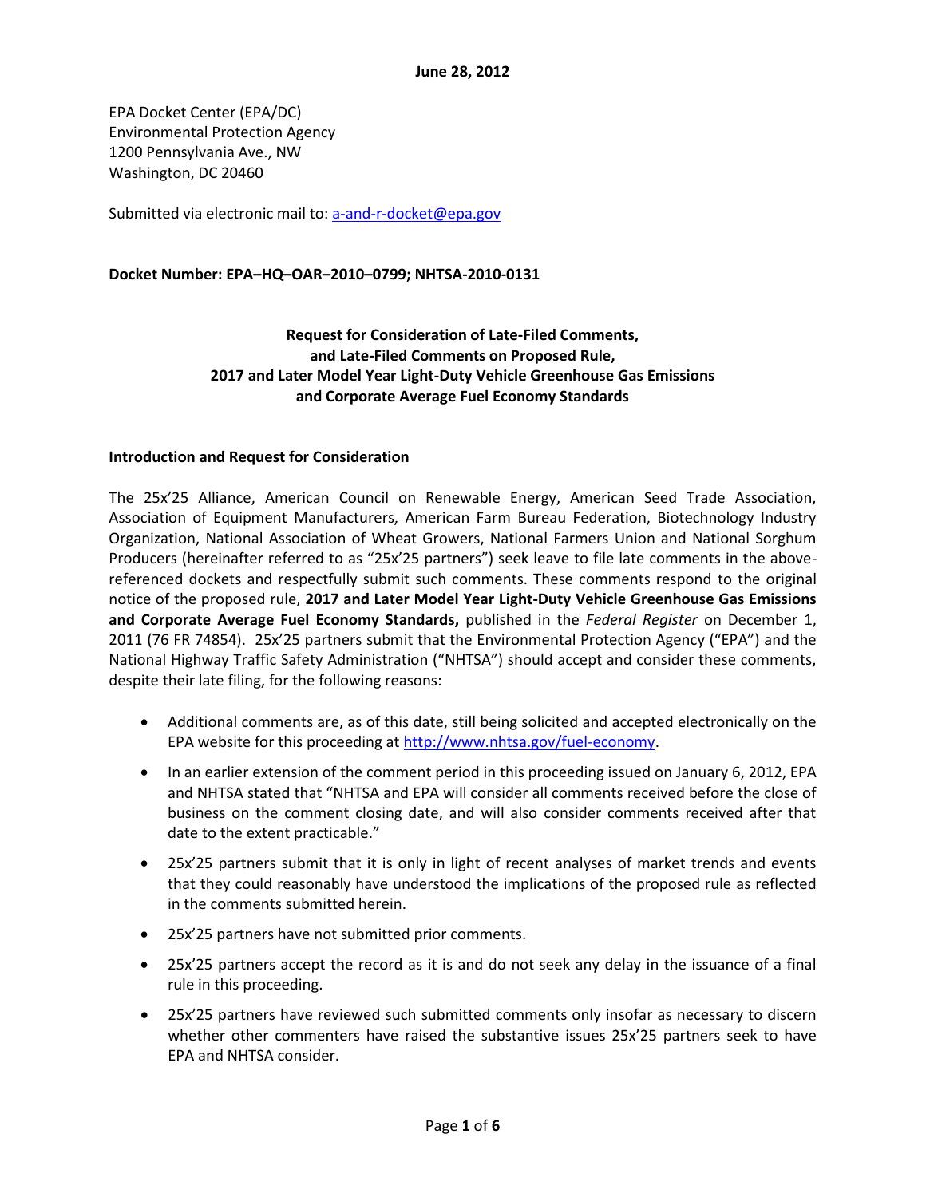**June 28, 2012**

EPA Docket Center (EPA/DC)
Environmental Protection Agency
1200 Pennsylvania Ave., NW
Washington, DC 20460

Submitted via electronic mail to: a-and-r-docket@epa.gov

**Docket Number: EPA–HQ–OAR–2010–0799; NHTSA-2010-0131**

**Request for Consideration of Late-Filed Comments,
and Late-Filed Comments on Proposed Rule,
2017 and Later Model Year Light-Duty Vehicle Greenhouse Gas Emissions
and Corporate Average Fuel Economy Standards**

**Introduction and Request for Consideration**

The 25x'25 Alliance, American Council on Renewable Energy, American Seed Trade Association, Association of Equipment Manufacturers, American Farm Bureau Federation, Biotechnology Industry Organization, National Association of Wheat Growers, National Farmers Union and National Sorghum Producers (hereinafter referred to as "25x'25 partners") seek leave to file late comments in the above-referenced dockets and respectfully submit such comments. These comments respond to the original notice of the proposed rule, **2017 and Later Model Year Light-Duty Vehicle Greenhouse Gas Emissions and Corporate Average Fuel Economy Standards,** published in the *Federal Register* on December 1, 2011 (76 FR 74854). 25x'25 partners submit that the Environmental Protection Agency ("EPA") and the National Highway Traffic Safety Administration ("NHTSA") should accept and consider these comments, despite their late filing, for the following reasons:

- Additional comments are, as of this date, still being solicited and accepted electronically on the EPA website for this proceeding at http://www.nhtsa.gov/fuel-economy.
- In an earlier extension of the comment period in this proceeding issued on January 6, 2012, EPA and NHTSA stated that "NHTSA and EPA will consider all comments received before the close of business on the comment closing date, and will also consider comments received after that date to the extent practicable."
- 25x'25 partners submit that it is only in light of recent analyses of market trends and events that they could reasonably have understood the implications of the proposed rule as reflected in the comments submitted herein.
- 25x'25 partners have not submitted prior comments.
- 25x'25 partners accept the record as it is and do not seek any delay in the issuance of a final rule in this proceeding.
- 25x'25 partners have reviewed such submitted comments only insofar as necessary to discern whether other commenters have raised the substantive issues 25x'25 partners seek to have EPA and NHTSA consider.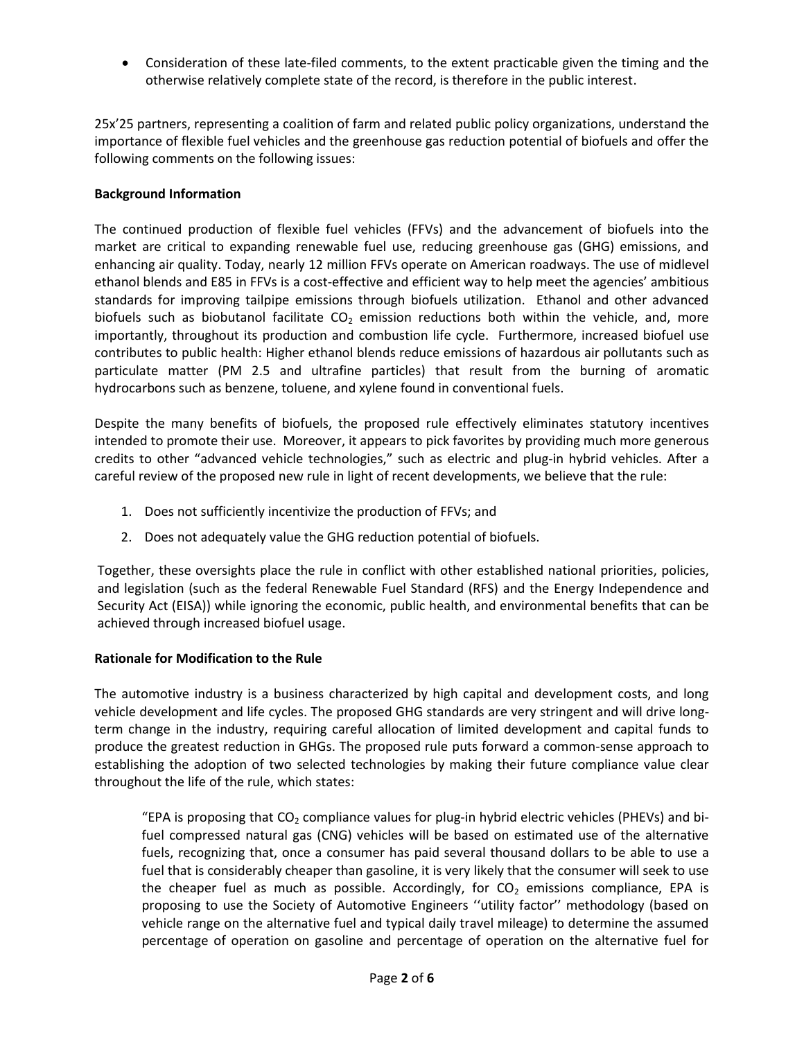- Consideration of these late-filed comments, to the extent practicable given the timing and the otherwise relatively complete state of the record, is therefore in the public interest.

25x'25 partners, representing a coalition of farm and related public policy organizations, understand the importance of flexible fuel vehicles and the greenhouse gas reduction potential of biofuels and offer the following comments on the following issues:

**Background Information**

The continued production of flexible fuel vehicles (FFVs) and the advancement of biofuels into the market are critical to expanding renewable fuel use, reducing greenhouse gas (GHG) emissions, and enhancing air quality. Today, nearly 12 million FFVs operate on American roadways. The use of midlevel ethanol blends and E85 in FFVs is a cost-effective and efficient way to help meet the agencies' ambitious standards for improving tailpipe emissions through biofuels utilization. Ethanol and other advanced biofuels such as biobutanol facilitate $CO_2$ emission reductions both within the vehicle, and, more importantly, throughout its production and combustion life cycle. Furthermore, increased biofuel use contributes to public health: Higher ethanol blends reduce emissions of hazardous air pollutants such as particulate matter (PM 2.5 and ultrafine particles) that result from the burning of aromatic hydrocarbons such as benzene, toluene, and xylene found in conventional fuels.

Despite the many benefits of biofuels, the proposed rule effectively eliminates statutory incentives intended to promote their use. Moreover, it appears to pick favorites by providing much more generous credits to other "advanced vehicle technologies," such as electric and plug-in hybrid vehicles. After a careful review of the proposed new rule in light of recent developments, we believe that the rule:

1. Does not sufficiently incentivize the production of FFVs; and
2. Does not adequately value the GHG reduction potential of biofuels.

Together, these oversights place the rule in conflict with other established national priorities, policies, and legislation (such as the federal Renewable Fuel Standard (RFS) and the Energy Independence and Security Act (EISA)) while ignoring the economic, public health, and environmental benefits that can be achieved through increased biofuel usage.

**Rationale for Modification to the Rule**

The automotive industry is a business characterized by high capital and development costs, and long vehicle development and life cycles. The proposed GHG standards are very stringent and will drive long-term change in the industry, requiring careful allocation of limited development and capital funds to produce the greatest reduction in GHGs. The proposed rule puts forward a common-sense approach to establishing the adoption of two selected technologies by making their future compliance value clear throughout the life of the rule, which states:

> "EPA is proposing that $CO_2$ compliance values for plug-in hybrid electric vehicles (PHEVs) and bi-fuel compressed natural gas (CNG) vehicles will be based on estimated use of the alternative fuels, recognizing that, once a consumer has paid several thousand dollars to be able to use a fuel that is considerably cheaper than gasoline, it is very likely that the consumer will seek to use the cheaper fuel as much as possible. Accordingly, for $CO_2$ emissions compliance, EPA is proposing to use the Society of Automotive Engineers ''utility factor'' methodology (based on vehicle range on the alternative fuel and typical daily travel mileage) to determine the assumed percentage of operation on gasoline and percentage of operation on the alternative fuel for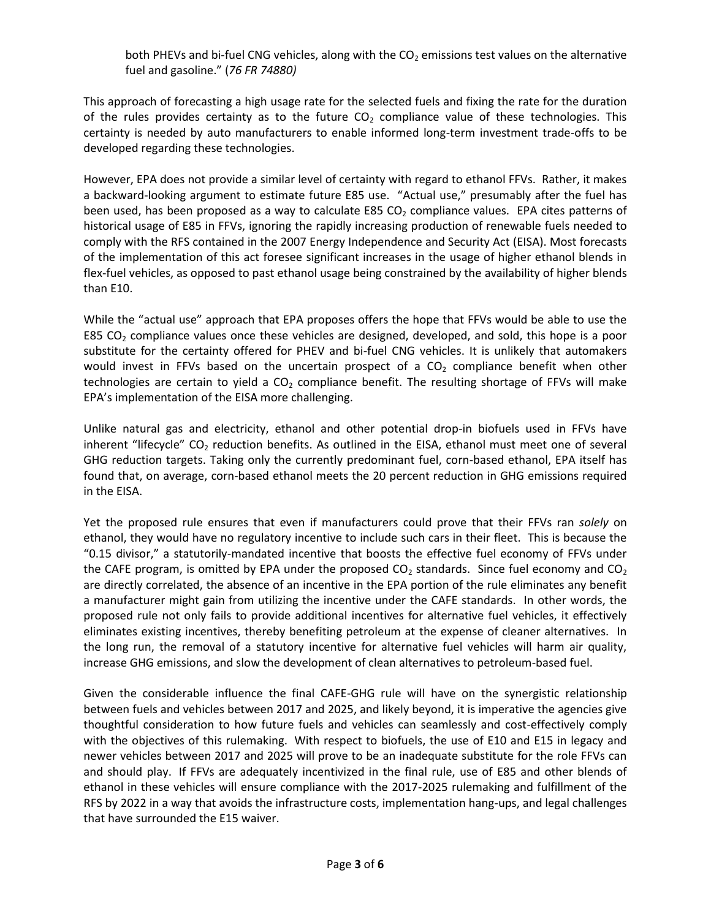both PHEVs and bi-fuel CNG vehicles, along with the $CO_2$ emissions test values on the alternative fuel and gasoline." (*76 FR 74880)*

This approach of forecasting a high usage rate for the selected fuels and fixing the rate for the duration of the rules provides certainty as to the future $CO_2$ compliance value of these technologies. This certainty is needed by auto manufacturers to enable informed long-term investment trade-offs to be developed regarding these technologies.

However, EPA does not provide a similar level of certainty with regard to ethanol FFVs. Rather, it makes a backward-looking argument to estimate future E85 use. "Actual use," presumably after the fuel has been used, has been proposed as a way to calculate E85 $CO_2$ compliance values. EPA cites patterns of historical usage of E85 in FFVs, ignoring the rapidly increasing production of renewable fuels needed to comply with the RFS contained in the 2007 Energy Independence and Security Act (EISA). Most forecasts of the implementation of this act foresee significant increases in the usage of higher ethanol blends in flex-fuel vehicles, as opposed to past ethanol usage being constrained by the availability of higher blends than E10.

While the "actual use" approach that EPA proposes offers the hope that FFVs would be able to use the E85 $CO_2$ compliance values once these vehicles are designed, developed, and sold, this hope is a poor substitute for the certainty offered for PHEV and bi-fuel CNG vehicles. It is unlikely that automakers would invest in FFVs based on the uncertain prospect of a $CO_2$ compliance benefit when other technologies are certain to yield a $CO_2$ compliance benefit. The resulting shortage of FFVs will make EPA's implementation of the EISA more challenging.

Unlike natural gas and electricity, ethanol and other potential drop-in biofuels used in FFVs have inherent "lifecycle" $CO_2$ reduction benefits. As outlined in the EISA, ethanol must meet one of several GHG reduction targets. Taking only the currently predominant fuel, corn-based ethanol, EPA itself has found that, on average, corn-based ethanol meets the 20 percent reduction in GHG emissions required in the EISA.

Yet the proposed rule ensures that even if manufacturers could prove that their FFVs ran *solely* on ethanol, they would have no regulatory incentive to include such cars in their fleet. This is because the "0.15 divisor," a statutorily-mandated incentive that boosts the effective fuel economy of FFVs under the CAFE program, is omitted by EPA under the proposed $CO_2$ standards. Since fuel economy and $CO_2$ are directly correlated, the absence of an incentive in the EPA portion of the rule eliminates any benefit a manufacturer might gain from utilizing the incentive under the CAFE standards. In other words, the proposed rule not only fails to provide additional incentives for alternative fuel vehicles, it effectively eliminates existing incentives, thereby benefiting petroleum at the expense of cleaner alternatives. In the long run, the removal of a statutory incentive for alternative fuel vehicles will harm air quality, increase GHG emissions, and slow the development of clean alternatives to petroleum-based fuel.

Given the considerable influence the final CAFE-GHG rule will have on the synergistic relationship between fuels and vehicles between 2017 and 2025, and likely beyond, it is imperative the agencies give thoughtful consideration to how future fuels and vehicles can seamlessly and cost-effectively comply with the objectives of this rulemaking. With respect to biofuels, the use of E10 and E15 in legacy and newer vehicles between 2017 and 2025 will prove to be an inadequate substitute for the role FFVs can and should play. If FFVs are adequately incentivized in the final rule, use of E85 and other blends of ethanol in these vehicles will ensure compliance with the 2017-2025 rulemaking and fulfillment of the RFS by 2022 in a way that avoids the infrastructure costs, implementation hang-ups, and legal challenges that have surrounded the E15 waiver.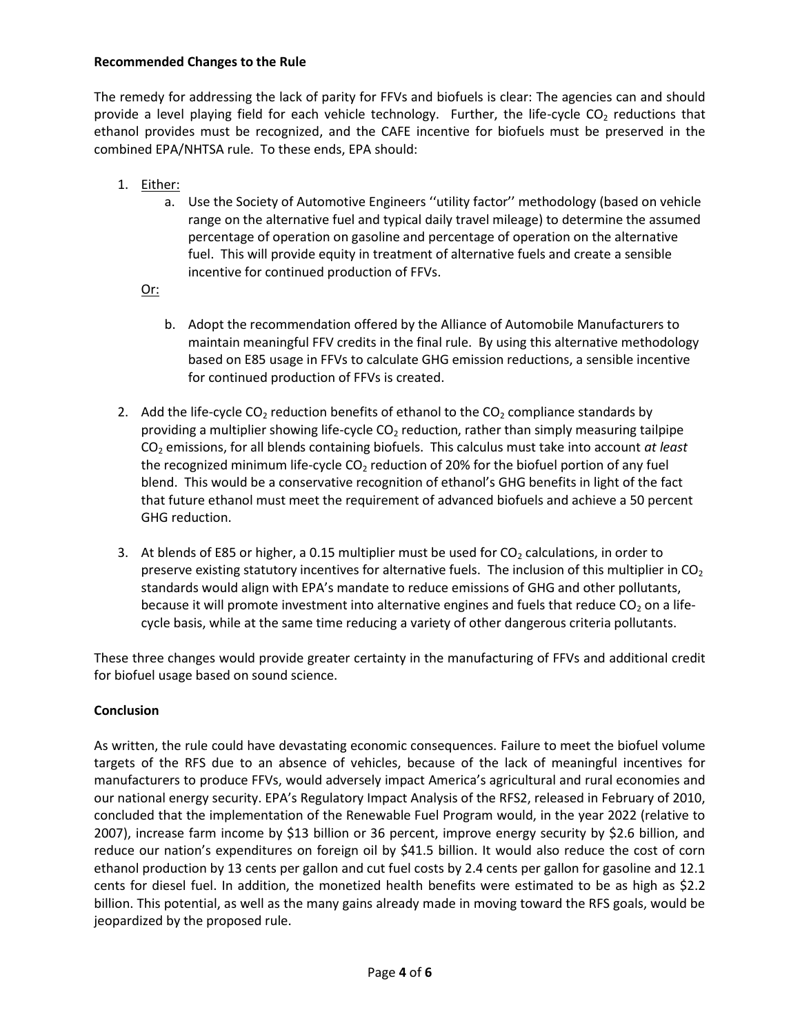**Recommended Changes to the Rule**

The remedy for addressing the lack of parity for FFVs and biofuels is clear: The agencies can and should provide a level playing field for each vehicle technology. Further, the life-cycle $CO_2$ reductions that ethanol provides must be recognized, and the CAFE incentive for biofuels must be preserved in the combined EPA/NHTSA rule. To these ends, EPA should:

1. Either:
   a. Use the Society of Automotive Engineers ''utility factor'' methodology (based on vehicle range on the alternative fuel and typical daily travel mileage) to determine the assumed percentage of operation on gasoline and percentage of operation on the alternative fuel. This will provide equity in treatment of alternative fuels and create a sensible incentive for continued production of FFVs.

   Or:

   b. Adopt the recommendation offered by the Alliance of Automobile Manufacturers to maintain meaningful FFV credits in the final rule. By using this alternative methodology based on E85 usage in FFVs to calculate GHG emission reductions, a sensible incentive for continued production of FFVs is created.

2. Add the life-cycle $CO_2$ reduction benefits of ethanol to the $CO_2$ compliance standards by providing a multiplier showing life-cycle $CO_2$ reduction, rather than simply measuring tailpipe $CO_2$ emissions, for all blends containing biofuels. This calculus must take into account *at least* the recognized minimum life-cycle $CO_2$ reduction of 20% for the biofuel portion of any fuel blend. This would be a conservative recognition of ethanol's GHG benefits in light of the fact that future ethanol must meet the requirement of advanced biofuels and achieve a 50 percent GHG reduction.

3. At blends of E85 or higher, a 0.15 multiplier must be used for $CO_2$ calculations, in order to preserve existing statutory incentives for alternative fuels. The inclusion of this multiplier in $CO_2$ standards would align with EPA's mandate to reduce emissions of GHG and other pollutants, because it will promote investment into alternative engines and fuels that reduce $CO_2$ on a life-cycle basis, while at the same time reducing a variety of other dangerous criteria pollutants.

These three changes would provide greater certainty in the manufacturing of FFVs and additional credit for biofuel usage based on sound science.

**Conclusion**

As written, the rule could have devastating economic consequences. Failure to meet the biofuel volume targets of the RFS due to an absence of vehicles, because of the lack of meaningful incentives for manufacturers to produce FFVs, would adversely impact America's agricultural and rural economies and our national energy security. EPA's Regulatory Impact Analysis of the RFS2, released in February of 2010, concluded that the implementation of the Renewable Fuel Program would, in the year 2022 (relative to 2007), increase farm income by $13 billion or 36 percent, improve energy security by $2.6 billion, and reduce our nation's expenditures on foreign oil by $41.5 billion. It would also reduce the cost of corn ethanol production by 13 cents per gallon and cut fuel costs by 2.4 cents per gallon for gasoline and 12.1 cents for diesel fuel. In addition, the monetized health benefits were estimated to be as high as $2.2 billion. This potential, as well as the many gains already made in moving toward the RFS goals, would be jeopardized by the proposed rule.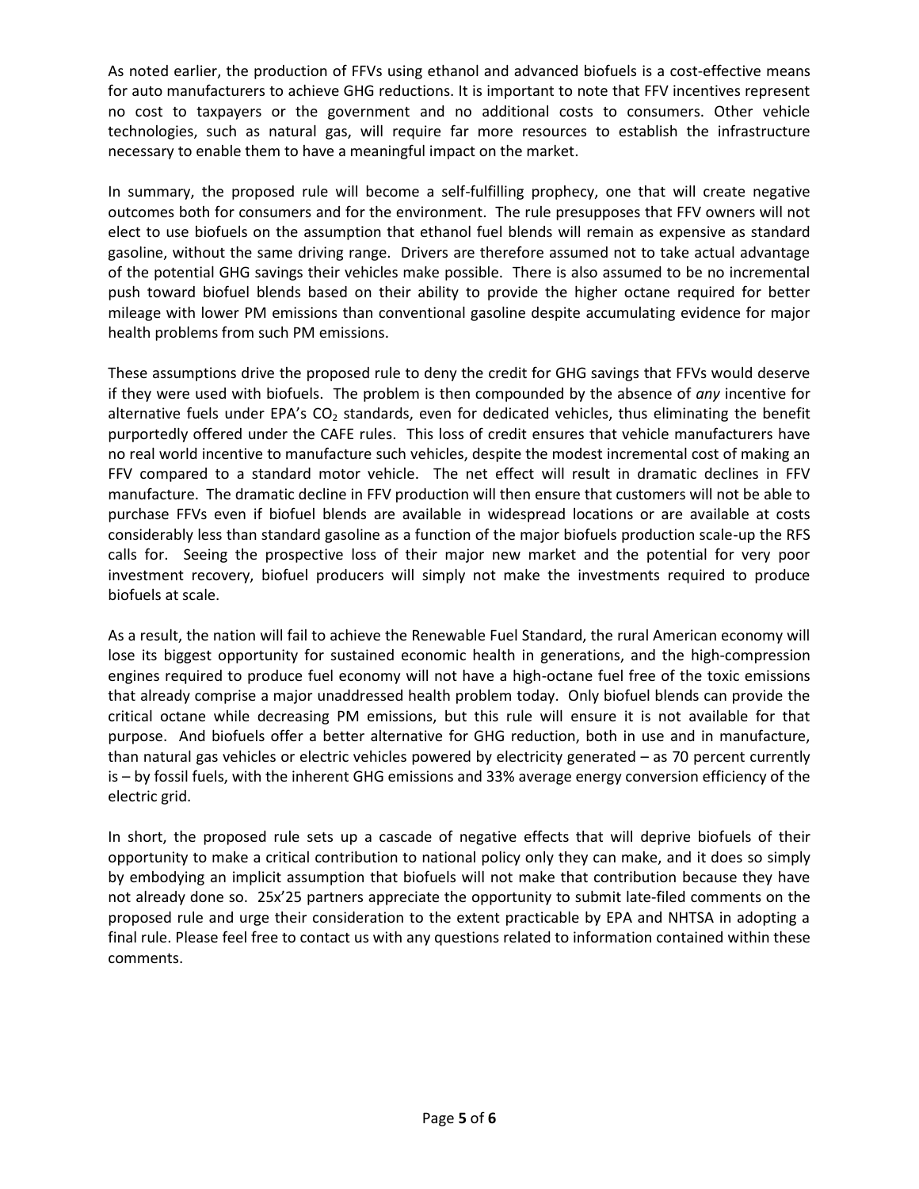As noted earlier, the production of FFVs using ethanol and advanced biofuels is a cost-effective means for auto manufacturers to achieve GHG reductions. It is important to note that FFV incentives represent no cost to taxpayers or the government and no additional costs to consumers. Other vehicle technologies, such as natural gas, will require far more resources to establish the infrastructure necessary to enable them to have a meaningful impact on the market.

In summary, the proposed rule will become a self-fulfilling prophecy, one that will create negative outcomes both for consumers and for the environment. The rule presupposes that FFV owners will not elect to use biofuels on the assumption that ethanol fuel blends will remain as expensive as standard gasoline, without the same driving range. Drivers are therefore assumed not to take actual advantage of the potential GHG savings their vehicles make possible. There is also assumed to be no incremental push toward biofuel blends based on their ability to provide the higher octane required for better mileage with lower PM emissions than conventional gasoline despite accumulating evidence for major health problems from such PM emissions.

These assumptions drive the proposed rule to deny the credit for GHG savings that FFVs would deserve if they were used with biofuels. The problem is then compounded by the absence of *any* incentive for alternative fuels under EPA's $CO_2$ standards, even for dedicated vehicles, thus eliminating the benefit purportedly offered under the CAFE rules. This loss of credit ensures that vehicle manufacturers have no real world incentive to manufacture such vehicles, despite the modest incremental cost of making an FFV compared to a standard motor vehicle. The net effect will result in dramatic declines in FFV manufacture. The dramatic decline in FFV production will then ensure that customers will not be able to purchase FFVs even if biofuel blends are available in widespread locations or are available at costs considerably less than standard gasoline as a function of the major biofuels production scale-up the RFS calls for. Seeing the prospective loss of their major new market and the potential for very poor investment recovery, biofuel producers will simply not make the investments required to produce biofuels at scale.

As a result, the nation will fail to achieve the Renewable Fuel Standard, the rural American economy will lose its biggest opportunity for sustained economic health in generations, and the high-compression engines required to produce fuel economy will not have a high-octane fuel free of the toxic emissions that already comprise a major unaddressed health problem today. Only biofuel blends can provide the critical octane while decreasing PM emissions, but this rule will ensure it is not available for that purpose. And biofuels offer a better alternative for GHG reduction, both in use and in manufacture, than natural gas vehicles or electric vehicles powered by electricity generated – as 70 percent currently is – by fossil fuels, with the inherent GHG emissions and 33% average energy conversion efficiency of the electric grid.

In short, the proposed rule sets up a cascade of negative effects that will deprive biofuels of their opportunity to make a critical contribution to national policy only they can make, and it does so simply by embodying an implicit assumption that biofuels will not make that contribution because they have not already done so. 25x'25 partners appreciate the opportunity to submit late-filed comments on the proposed rule and urge their consideration to the extent practicable by EPA and NHTSA in adopting a final rule. Please feel free to contact us with any questions related to information contained within these comments.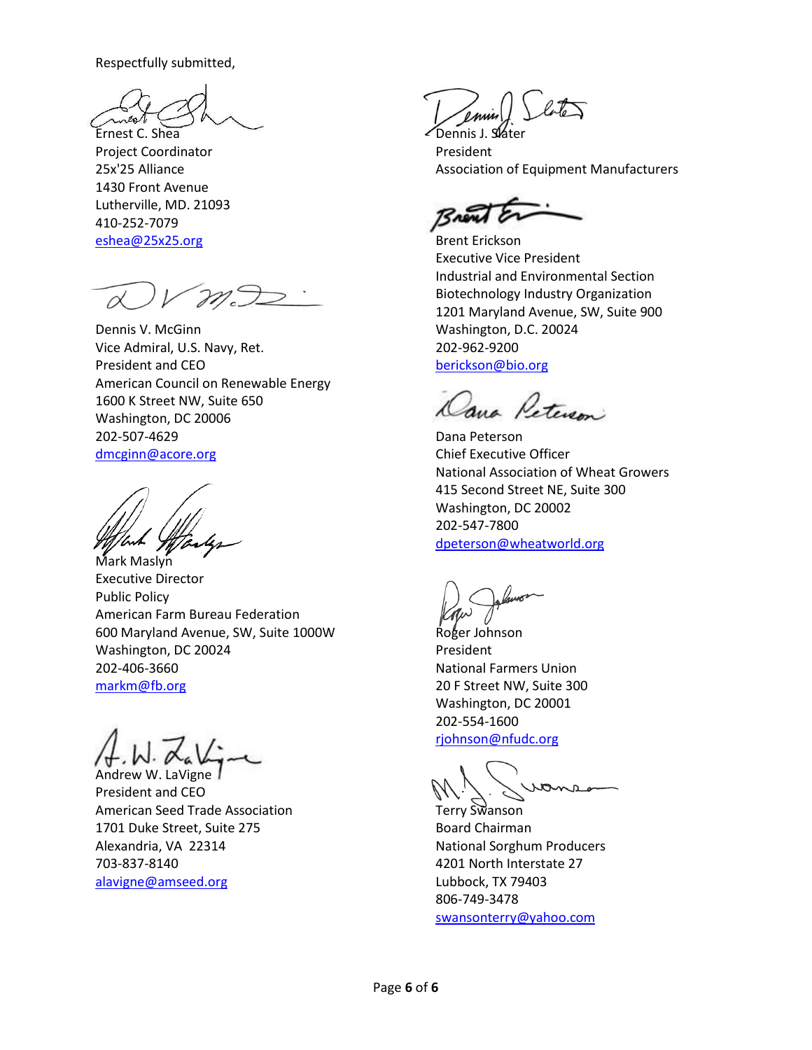Respectfully submitted,

Ernest C. Shea
Project Coordinator
25x'25 Alliance
1430 Front Avenue
Lutherville, MD. 21093
410-252-7079
eshea@25x25.org

Dennis V. McGinn
Vice Admiral, U.S. Navy, Ret.
President and CEO
American Council on Renewable Energy
1600 K Street NW, Suite 650
Washington, DC 20006
202-507-4629
dmcginn@acore.org

Mark Maslyn
Executive Director
Public Policy
American Farm Bureau Federation
600 Maryland Avenue, SW, Suite 1000W
Washington, DC 20024
202-406-3660
markm@fb.org

Andrew W. LaVigne
President and CEO
American Seed Trade Association
1701 Duke Street, Suite 275
Alexandria, VA 22314
703-837-8140
alavigne@amseed.org

Dennis J. Slater
President
Association of Equipment Manufacturers

Brent Erickson
Executive Vice President
Industrial and Environmental Section
Biotechnology Industry Organization
1201 Maryland Avenue, SW, Suite 900
Washington, D.C. 20024
202-962-9200
berickson@bio.org

Dana Peterson
Chief Executive Officer
National Association of Wheat Growers
415 Second Street NE, Suite 300
Washington, DC 20002
202-547-7800
dpeterson@wheatworld.org

Roger Johnson
President
National Farmers Union
20 F Street NW, Suite 300
Washington, DC 20001
202-554-1600
rjohnson@nfudc.org

Terry Swanson
Board Chairman
National Sorghum Producers
4201 North Interstate 27
Lubbock, TX 79403
806-749-3478
swansonterry@yahoo.com